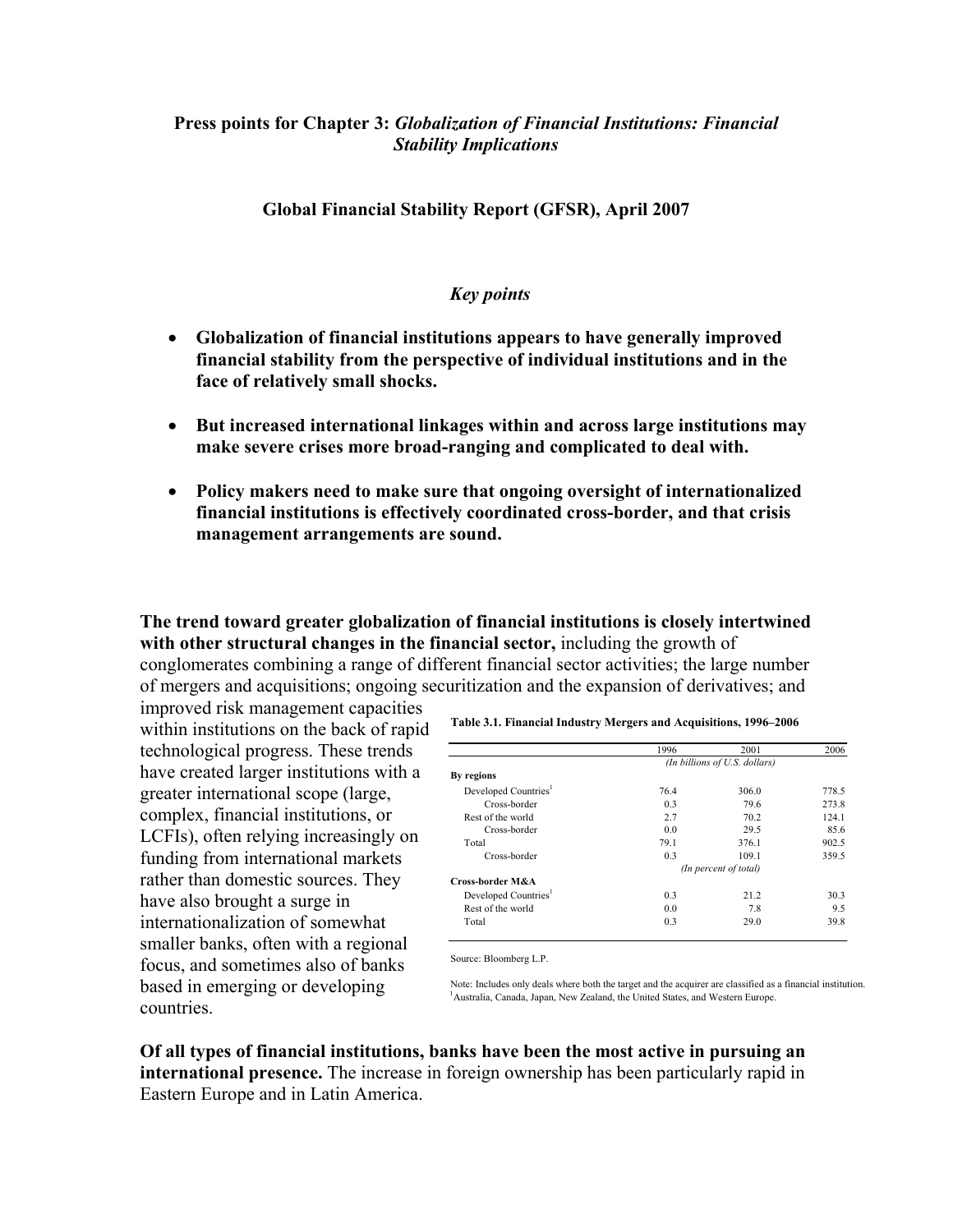**Press points for Chapter 3:** ***Globalization of Financial Institutions: Financial Stability Implications***

**Global Financial Stability Report (GFSR), April 2007**

***Key points***

- **Globalization of financial institutions appears to have generally improved financial stability from the perspective of individual institutions and in the face of relatively small shocks.**
- **But increased international linkages within and across large institutions may make severe crises more broad-ranging and complicated to deal with.**
- **Policy makers need to make sure that ongoing oversight of internationalized financial institutions is effectively coordinated cross-border, and that crisis management arrangements are sound.**

**The trend toward greater globalization of financial institutions is closely intertwined with other structural changes in the financial sector,** including the growth of conglomerates combining a range of different financial sector activities; the large number of mergers and acquisitions; ongoing securitization and the expansion of derivatives; and improved risk management capacities within institutions on the back of rapid technological progress. These trends have created larger institutions with a greater international scope (large, complex, financial institutions, or LCFIs), often relying increasingly on funding from international markets rather than domestic sources. They have also brought a surge in internationalization of somewhat smaller banks, often with a regional focus, and sometimes also of banks based in emerging or developing countries.

**Table 3.1. Financial Industry Mergers and Acquisitions, 1996–2006**

| | 1996 | 2001 | 2006 |
|---|---|---|---|
| | *(In billions of U.S. dollars)* | | |
| **By regions** | | | |
| Developed Countries[1] | 76.4 | 306.0 | 778.5 |
| Cross-border | 0.3 | 79.6 | 273.8 |
| Rest of the world | 2.7 | 70.2 | 124.1 |
| Cross-border | 0.0 | 29.5 | 85.6 |
| Total | 79.1 | 376.1 | 902.5 |
| Cross-border | 0.3 | 109.1 | 359.5 |
| | *(In percent of total)* | | |
| **Cross-border M&A** | | | |
| Developed Countries[1] | 0.3 | 21.2 | 30.3 |
| Rest of the world | 0.0 | 7.8 | 9.5 |
| Total | 0.3 | 29.0 | 39.8 |

Source: Bloomberg L.P.

Note: Includes only deals where both the target and the acquirer are classified as a financial institution.
[1]Australia, Canada, Japan, New Zealand, the United States, and Western Europe.

**Of all types of financial institutions, banks have been the most active in pursuing an international presence.** The increase in foreign ownership has been particularly rapid in Eastern Europe and in Latin America.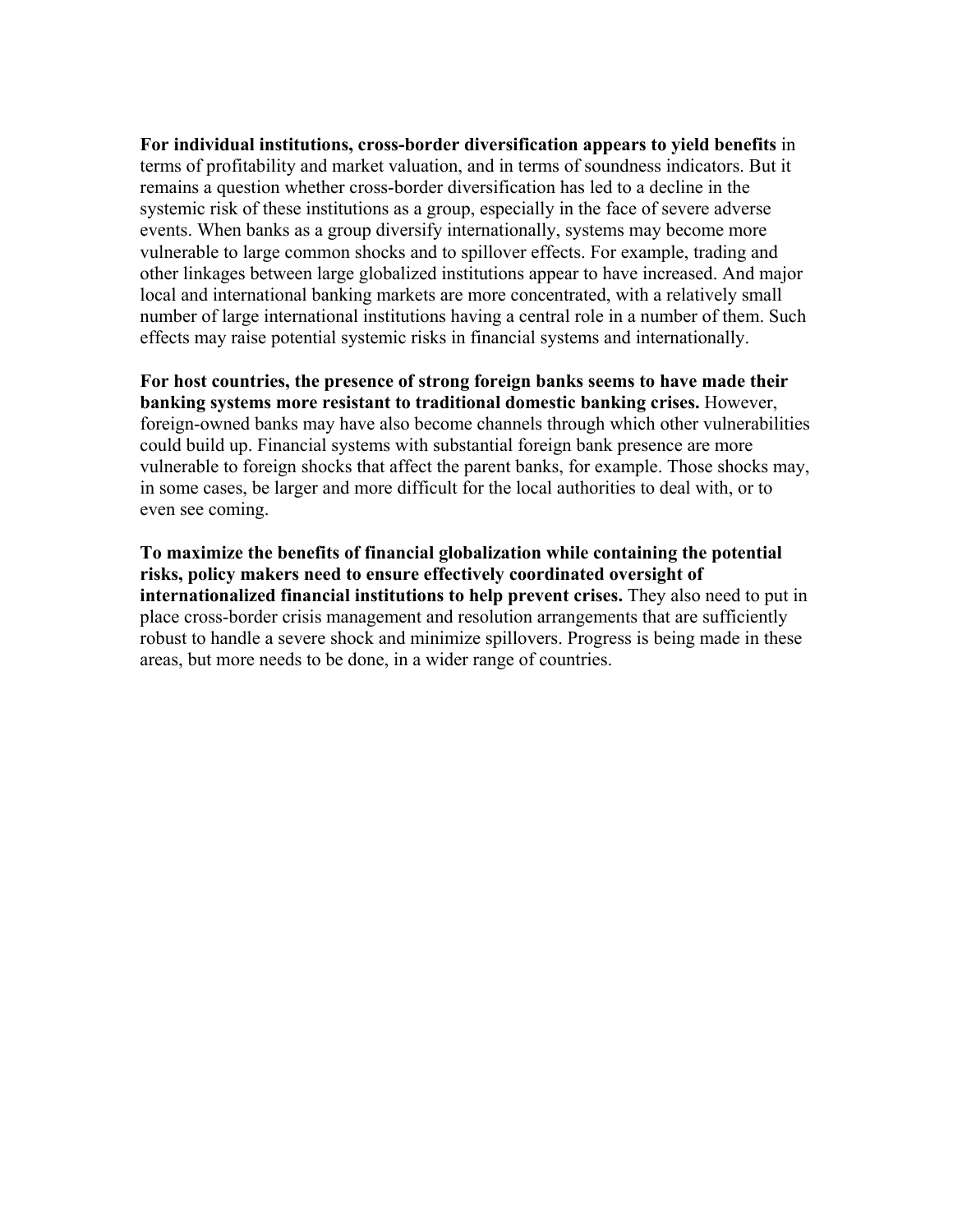**For individual institutions, cross-border diversification appears to yield benefits** in terms of profitability and market valuation, and in terms of soundness indicators. But it remains a question whether cross-border diversification has led to a decline in the systemic risk of these institutions as a group, especially in the face of severe adverse events. When banks as a group diversify internationally, systems may become more vulnerable to large common shocks and to spillover effects. For example, trading and other linkages between large globalized institutions appear to have increased. And major local and international banking markets are more concentrated, with a relatively small number of large international institutions having a central role in a number of them. Such effects may raise potential systemic risks in financial systems and internationally.

**For host countries, the presence of strong foreign banks seems to have made their banking systems more resistant to traditional domestic banking crises.** However, foreign-owned banks may have also become channels through which other vulnerabilities could build up. Financial systems with substantial foreign bank presence are more vulnerable to foreign shocks that affect the parent banks, for example. Those shocks may, in some cases, be larger and more difficult for the local authorities to deal with, or to even see coming.

**To maximize the benefits of financial globalization while containing the potential risks, policy makers need to ensure effectively coordinated oversight of internationalized financial institutions to help prevent crises.** They also need to put in place cross-border crisis management and resolution arrangements that are sufficiently robust to handle a severe shock and minimize spillovers. Progress is being made in these areas, but more needs to be done, in a wider range of countries.